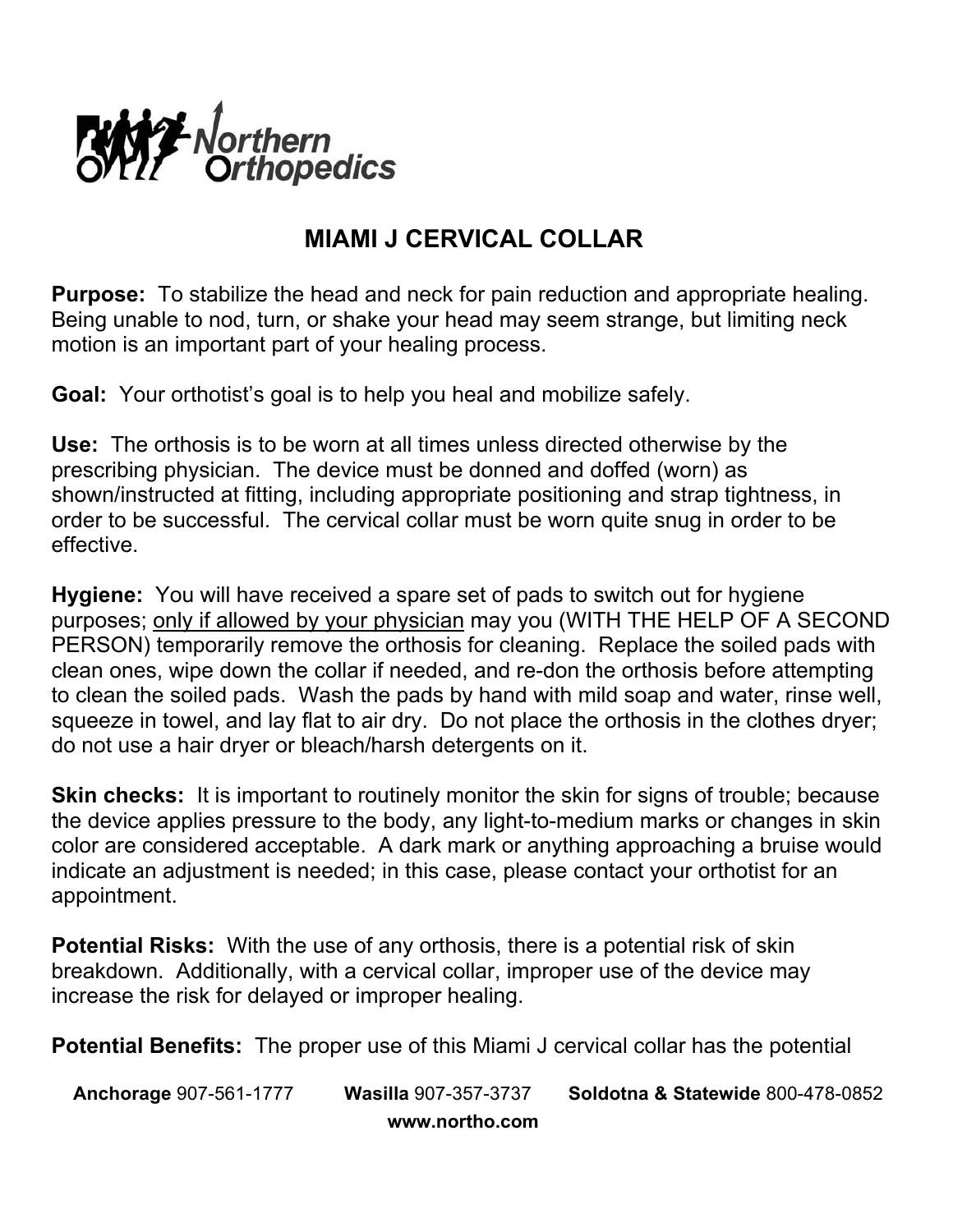Northern Orthopedics

# MIAMI J CERVICAL COLLAR

**Purpose:** To stabilize the head and neck for pain reduction and appropriate healing. Being unable to nod, turn, or shake your head may seem strange, but limiting neck motion is an important part of your healing process.

**Goal:** Your orthotist's goal is to help you heal and mobilize safely.

**Use:** The orthosis is to be worn at all times unless directed otherwise by the prescribing physician. The device must be donned and doffed (worn) as shown/instructed at fitting, including appropriate positioning and strap tightness, in order to be successful. The cervical collar must be worn quite snug in order to be effective.

**Hygiene:** You will have received a spare set of pads to switch out for hygiene purposes; <u>only if allowed by your physician</u> may you (WITH THE HELP OF A SECOND PERSON) temporarily remove the orthosis for cleaning. Replace the soiled pads with clean ones, wipe down the collar if needed, and re-don the orthosis before attempting to clean the soiled pads. Wash the pads by hand with mild soap and water, rinse well, squeeze in towel, and lay flat to air dry. Do not place the orthosis in the clothes dryer; do not use a hair dryer or bleach/harsh detergents on it.

**Skin checks:** It is important to routinely monitor the skin for signs of trouble; because the device applies pressure to the body, any light-to-medium marks or changes in skin color are considered acceptable. A dark mark or anything approaching a bruise would indicate an adjustment is needed; in this case, please contact your orthotist for an appointment.

**Potential Risks:** With the use of any orthosis, there is a potential risk of skin breakdown. Additionally, with a cervical collar, improper use of the device may increase the risk for delayed or improper healing.

**Potential Benefits:** The proper use of this Miami J cervical collar has the potential

**Anchorage** 907-561-1777 **Wasilla** 907-357-3737 **Soldotna & Statewide** 800-478-0852
**www.northo.com**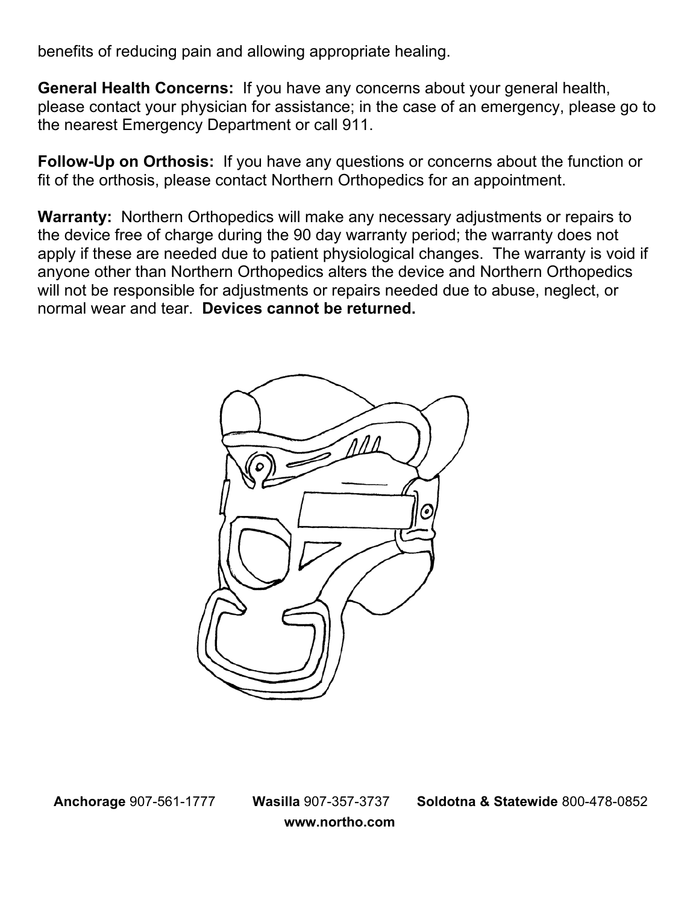benefits of reducing pain and allowing appropriate healing.

**General Health Concerns:** If you have any concerns about your general health, please contact your physician for assistance; in the case of an emergency, please go to the nearest Emergency Department or call 911.

**Follow-Up on Orthosis:** If you have any questions or concerns about the function or fit of the orthosis, please contact Northern Orthopedics for an appointment.

**Warranty:** Northern Orthopedics will make any necessary adjustments or repairs to the device free of charge during the 90 day warranty period; the warranty does not apply if these are needed due to patient physiological changes. The warranty is void if anyone other than Northern Orthopedics alters the device and Northern Orthopedics will not be responsible for adjustments or repairs needed due to abuse, neglect, or normal wear and tear. **Devices cannot be returned.**

**Anchorage** 907-561-1777 **Wasilla** 907-357-3737 **Soldotna & Statewide** 800-478-0852

**www.northo.com**